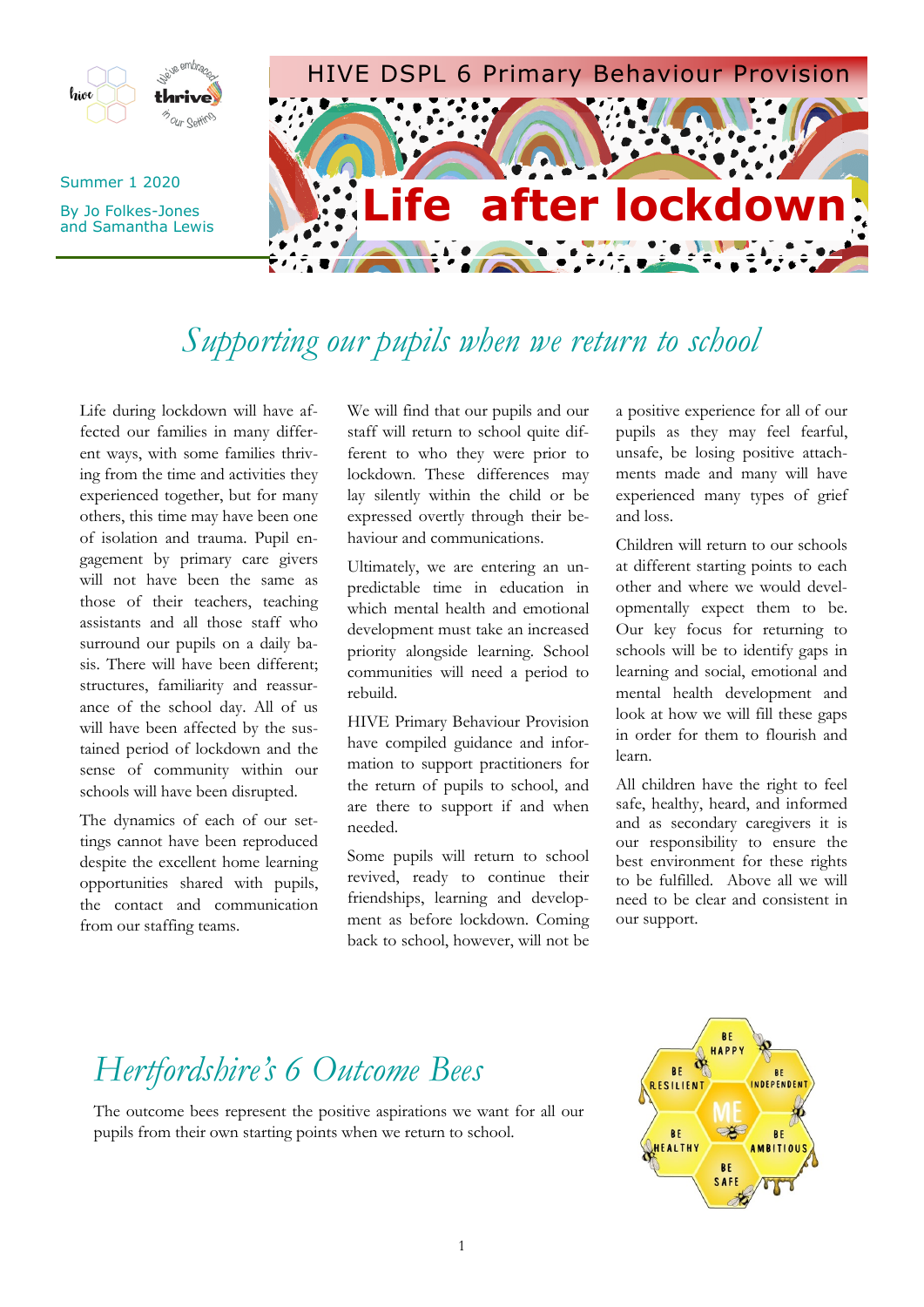HIVE DSPL 6 Primary Behaviour Provision

# Life after lockdown

Summer 1 2020

By Jo Folkes-Jones and Samantha Lewis

## *Supporting our pupils when we return to school*

Life during lockdown will have affected our families in many different ways, with some families thriving from the time and activities they experienced together, but for many others, this time may have been one of isolation and trauma. Pupil engagement by primary care givers will not have been the same as those of their teachers, teaching assistants and all those staff who surround our pupils on a daily basis. There will have been different; structures, familiarity and reassurance of the school day. All of us will have been affected by the sustained period of lockdown and the sense of community within our schools will have been disrupted.

The dynamics of each of our settings cannot have been reproduced despite the excellent home learning opportunities shared with pupils, the contact and communication from our staffing teams.

We will find that our pupils and our staff will return to school quite different to who they were prior to lockdown. These differences may lay silently within the child or be expressed overtly through their behaviour and communications.

Ultimately, we are entering an unpredictable time in education in which mental health and emotional development must take an increased priority alongside learning. School communities will need a period to rebuild.

HIVE Primary Behaviour Provision have compiled guidance and information to support practitioners for the return of pupils to school, and are there to support if and when needed.

Some pupils will return to school revived, ready to continue their friendships, learning and development as before lockdown. Coming back to school, however, will not be a positive experience for all of our pupils as they may feel fearful, unsafe, be losing positive attachments made and many will have experienced many types of grief and loss.

Children will return to our schools at different starting points to each other and where we would developmentally expect them to be. Our key focus for returning to schools will be to identify gaps in learning and social, emotional and mental health development and look at how we will fill these gaps in order for them to flourish and learn.

All children have the right to feel safe, healthy, heard, and informed and as secondary caregivers it is our responsibility to ensure the best environment for these rights to be fulfilled. Above all we will need to be clear and consistent in our support.

## *Hertfordshire's 6 Outcome Bees*

The outcome bees represent the positive aspirations we want for all our pupils from their own starting points when we return to school.

BE HAPPY · BE INDEPENDENT · BE AMBITIOUS · BE SAFE · BE HEALTHY · BE RESILIENT · ME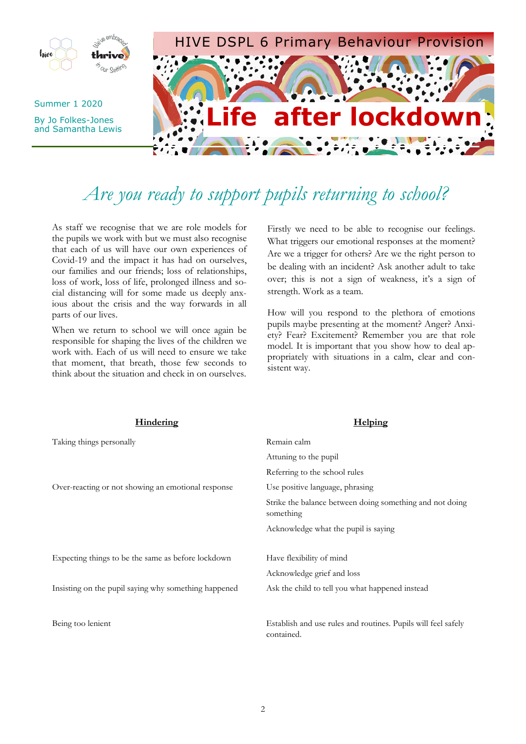HIVE DSPL 6 Primary Behaviour Provision

Summer 1 2020

By Jo Folkes-Jones and Samantha Lewis

# Life after lockdown

## *Are you ready to support pupils returning to school?*

As staff we recognise that we are role models for the pupils we work with but we must also recognise that each of us will have our own experiences of Covid-19 and the impact it has had on ourselves, our families and our friends; loss of relationships, loss of work, loss of life, prolonged illness and social distancing will for some made us deeply anxious about the crisis and the way forwards in all parts of our lives.

When we return to school we will once again be responsible for shaping the lives of the children we work with. Each of us will need to ensure we take that moment, that breath, those few seconds to think about the situation and check in on ourselves.

Firstly we need to be able to recognise our feelings. What triggers our emotional responses at the moment? Are we a trigger for others? Are we the right person to be dealing with an incident? Ask another adult to take over; this is not a sign of weakness, it's a sign of strength. Work as a team.

How will you respond to the plethora of emotions pupils maybe presenting at the moment? Anger? Anxiety? Fear? Excitement? Remember you are that role model. It is important that you show how to deal appropriately with situations in a calm, clear and consistent way.

| **Hindering** | **Helping** |
|---|---|
| Taking things personally | Remain calm<br>Attuning to the pupil<br>Referring to the school rules |
| Over-reacting or not showing an emotional response | Use positive language, phrasing<br>Strike the balance between doing something and not doing something<br>Acknowledge what the pupil is saying |
| Expecting things to be the same as before lockdown | Have flexibility of mind<br>Acknowledge grief and loss |
| Insisting on the pupil saying why something happened | Ask the child to tell you what happened instead |
| Being too lenient | Establish and use rules and routines. Pupils will feel safely contained. |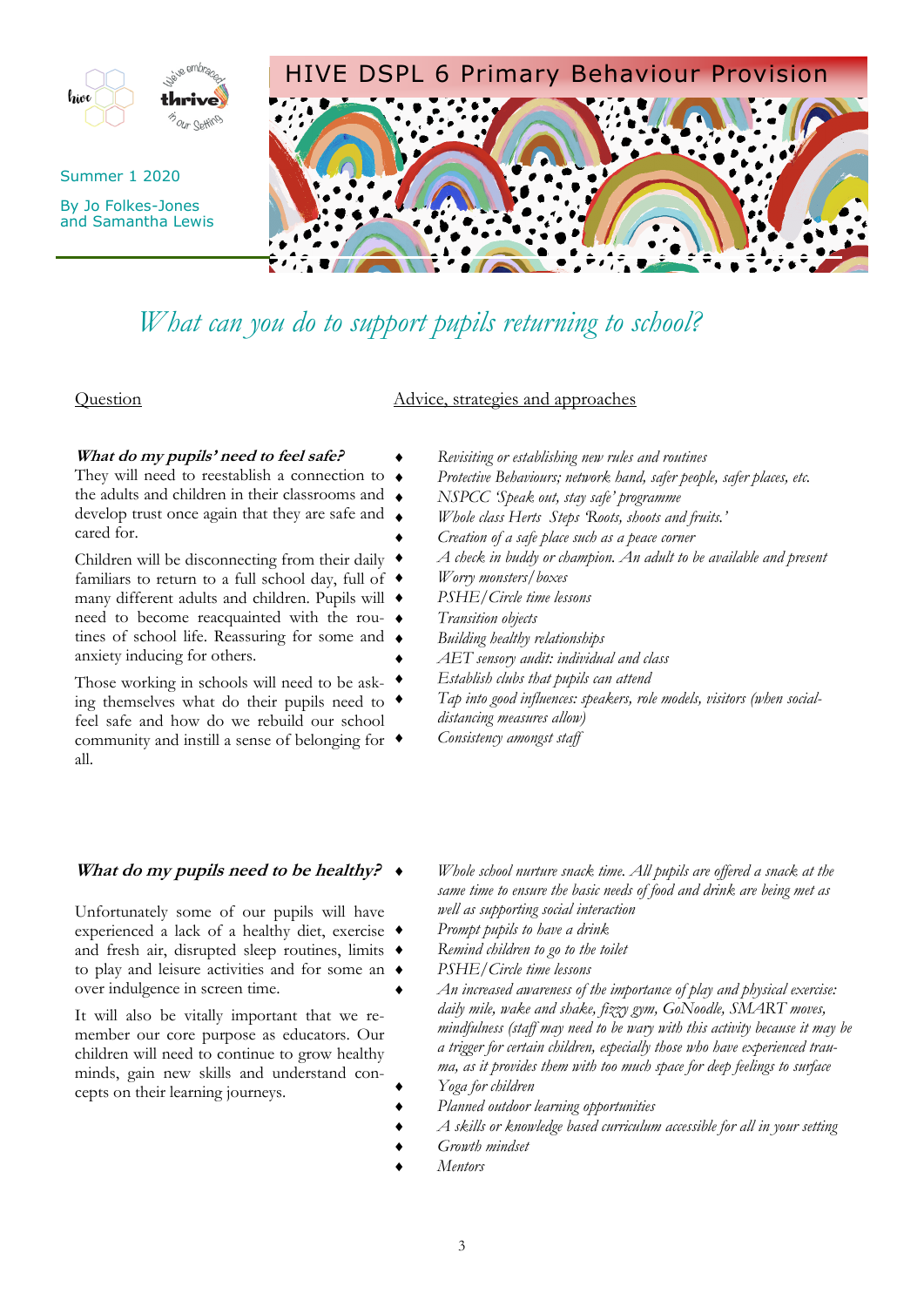HIVE DSPL 6 Primary Behaviour Provision

Summer 1 2020

By Jo Folkes-Jones and Samantha Lewis

# *What can you do to support pupils returning to school?*

| Question | Advice, strategies and approaches |
|---|---|

### ***What do my pupils' need to feel safe?***

They will need to reestablish a connection to the adults and children in their classrooms and develop trust once again that they are safe and cared for.

Children will be disconnecting from their daily familiars to return to a full school day, full of many different adults and children. Pupils will need to become reacquainted with the routines of school life. Reassuring for some and anxiety inducing for others.

Those working in schools will need to be asking themselves what do their pupils need to feel safe and how do we rebuild our school community and instill a sense of belonging for all.

**Advice, strategies and approaches:**

- *Revisiting or establishing new rules and routines*
- *Protective Behaviours; network hand, safer people, safer places, etc.*
- *NSPCC 'Speak out, stay safe' programme*
- *Whole class Herts Steps 'Roots, shoots and fruits.'*
- *Creation of a safe place such as a peace corner*
- *A check in buddy or champion. An adult to be available and present*
- *Worry monsters/boxes*
- *PSHE/Circle time lessons*
- *Transition objects*
- *Building healthy relationships*
- *AET sensory audit: individual and class*
- *Establish clubs that pupils can attend*
- *Tap into good influences: speakers, role models, visitors (when social-distancing measures allow)*
- *Consistency amongst staff*

### ***What do my pupils need to be healthy?***

Unfortunately some of our pupils will have experienced a lack of a healthy diet, exercise and fresh air, disrupted sleep routines, limits to play and leisure activities and for some an over indulgence in screen time.

It will also be vitally important that we remember our core purpose as educators. Our children will need to continue to grow healthy minds, gain new skills and understand concepts on their learning journeys.

**Advice, strategies and approaches:**

- *Whole school nurture snack time. All pupils are offered a snack at the same time to ensure the basic needs of food and drink are being met as well as supporting social interaction*
- *Prompt pupils to have a drink*
- *Remind children to go to the toilet*
- *PSHE/Circle time lessons*
- *An increased awareness of the importance of play and physical exercise: daily mile, wake and shake, fizzy gym, GoNoodle, SMART moves, mindfulness (staff may need to be wary with this activity because it may be a trigger for certain children, especially those who have experienced trauma, as it provides them with too much space for deep feelings to surface*
- *Yoga for children*
- *Planned outdoor learning opportunities*
- *A skills or knowledge based curriculum accessible for all in your setting*
- *Growth mindset*
- *Mentors*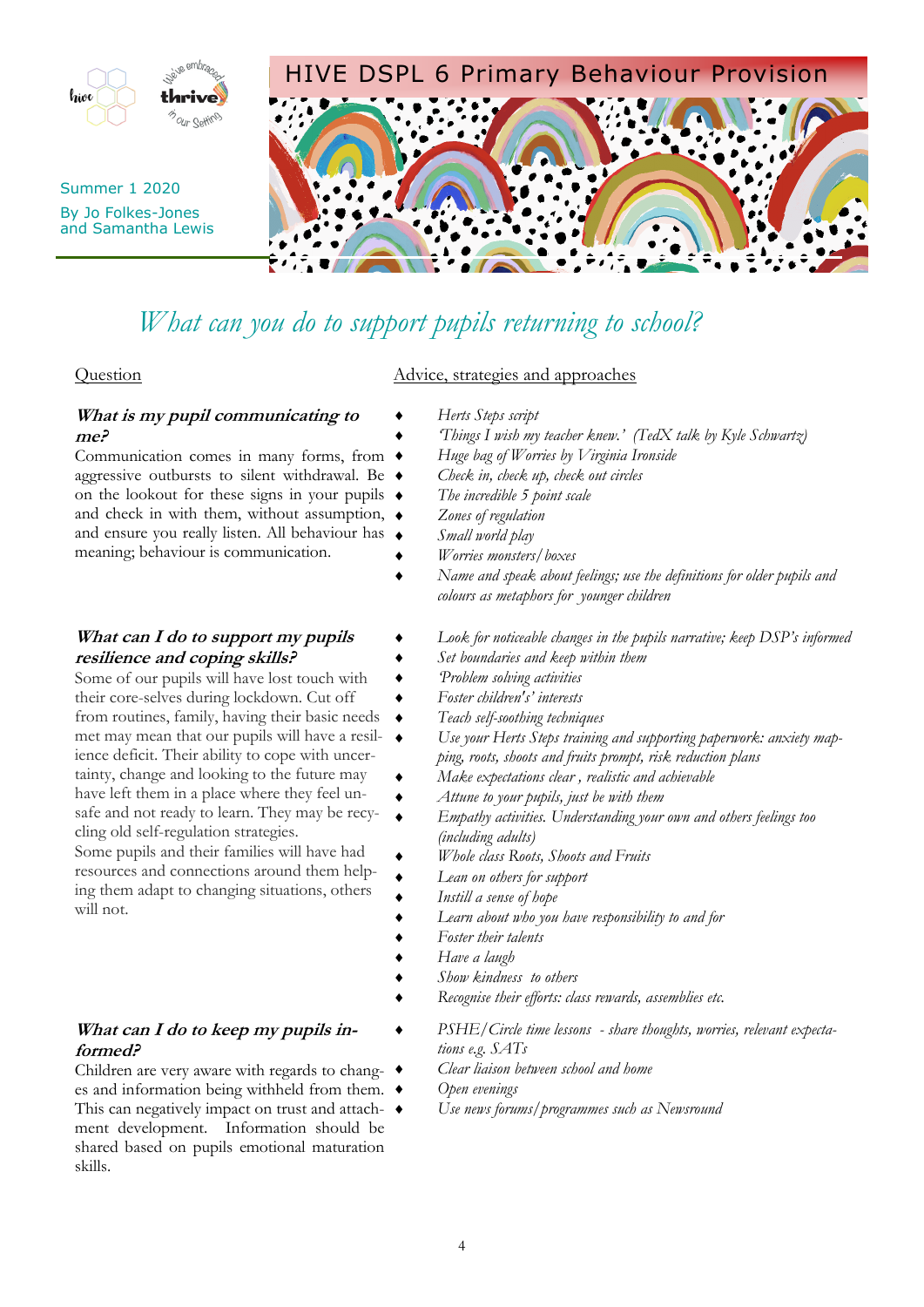# HIVE DSPL 6 Primary Behaviour Provision

Summer 1 2020

By Jo Folkes-Jones and Samantha Lewis

## *What can you do to support pupils returning to school?*

| Question | Advice, strategies and approaches |
|---|---|
| ***What is my pupil communicating to me?*** Communication comes in many forms, from aggressive outbursts to silent withdrawal. Be on the lookout for these signs in your pupils and check in with them, without assumption, and ensure you really listen. All behaviour has meaning; behaviour is communication. | ♦ *Herts Steps script* ♦ *'Things I wish my teacher knew.' (TedX talk by Kyle Schwartz)* ♦ *Huge bag of Worries by Virginia Ironside* ♦ *Check in, check up, check out circles* ♦ *The incredible 5 point scale* ♦ *Zones of regulation* ♦ *Small world play* ♦ *Worries monsters/boxes* ♦ *Name and speak about feelings; use the definitions for older pupils and colours as metaphors for younger children* |
| ***What can I do to support my pupils resilience and coping skills?*** Some of our pupils will have lost touch with their core-selves during lockdown. Cut off from routines, family, having their basic needs met may mean that our pupils will have a resilience deficit. Their ability to cope with uncertainty, change and looking to the future may have left them in a place where they feel unsafe and not ready to learn. They may be recycling old self-regulation strategies. Some pupils and their families will have had resources and connections around them helping them adapt to changing situations, others will not. | ♦ *Look for noticeable changes in the pupils narrative; keep DSP's informed* ♦ *Set boundaries and keep within them* ♦ *Problem solving activities* ♦ *Foster children's' interests* ♦ *Teach self-soothing techniques* ♦ *Use your Herts Steps training and supporting paperwork: anxiety mapping, roots, shoots and fruits prompt, risk reduction plans* ♦ *Make expectations clear , realistic and achievable* ♦ *Attune to your pupils, just be with them* ♦ *Empathy activities. Understanding your own and others feelings too (including adults)* ♦ *Whole class Roots, Shoots and Fruits* ♦ *Lean on others for support* ♦ *Instill a sense of hope* ♦ *Learn about who you have responsibility to and for* ♦ *Foster their talents* ♦ *Have a laugh* ♦ *Show kindness to others* ♦ *Recognise their efforts: class rewards, assemblies etc.* |
| ***What can I do to keep my pupils informed?*** Children are very aware with regards to changes and information being withheld from them. This can negatively impact on trust and attachment development. Information should be shared based on pupils emotional maturation skills. | ♦ *PSHE/Circle time lessons - share thoughts, worries, relevant expectations e.g. SATs* ♦ *Clear liaison between school and home* ♦ *Open evenings* ♦ *Use news forums/programmes such as Newsround* |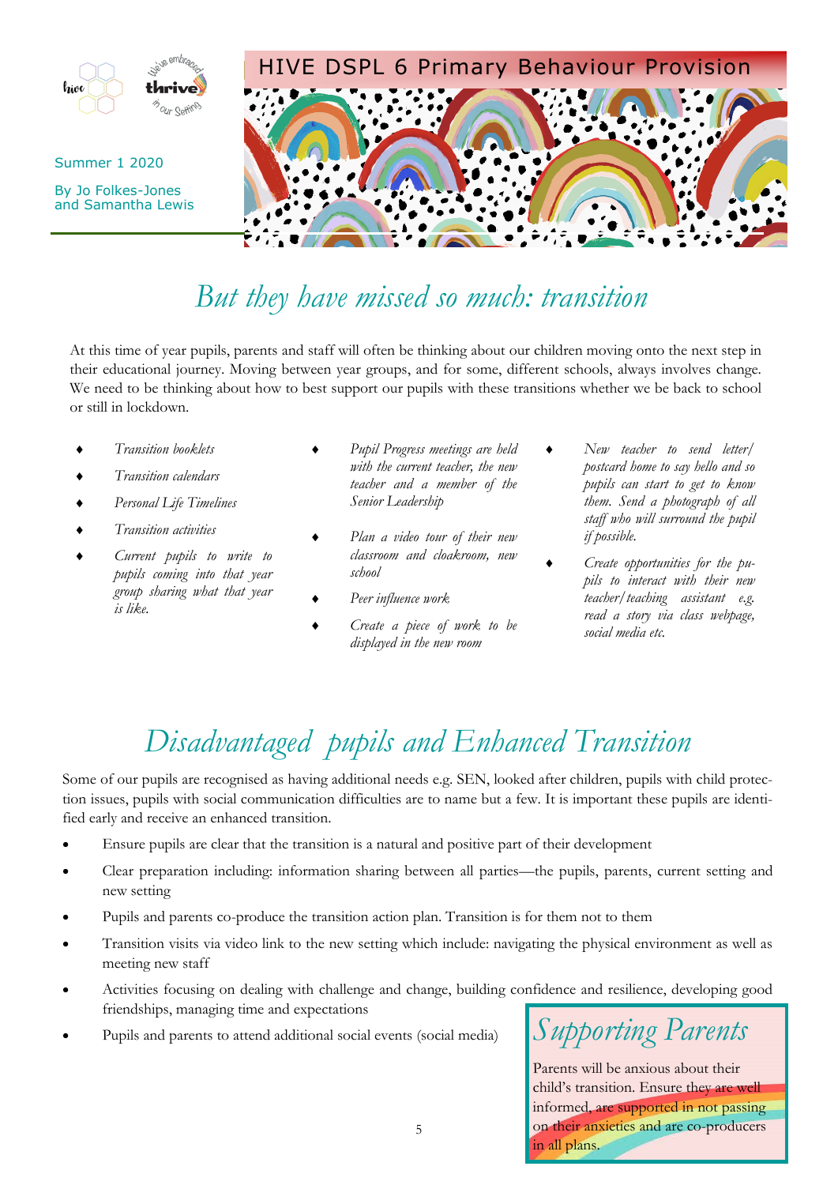HIVE DSPL 6 Primary Behaviour Provision

Summer 1 2020

By Jo Folkes-Jones and Samantha Lewis

# *But they have missed so much: transition*

At this time of year pupils, parents and staff will often be thinking about our children moving onto the next step in their educational journey. Moving between year groups, and for some, different schools, always involves change. We need to be thinking about how to best support our pupils with these transitions whether we be back to school or still in lockdown.

- *Transition booklets*
- *Transition calendars*
- *Personal Life Timelines*
- *Transition activities*
- *Current pupils to write to pupils coming into that year group sharing what that year is like.*
- *Pupil Progress meetings are held with the current teacher, the new teacher and a member of the Senior Leadership*
- *Plan a video tour of their new classroom and cloakroom, new school*
- *Peer influence work*
- *Create a piece of work to be displayed in the new room*
- *New teacher to send letter/postcard home to say hello and so pupils can start to get to know them. Send a photograph of all staff who will surround the pupil if possible.*
- *Create opportunities for the pupils to interact with their new teacher/teaching assistant e.g. read a story via class webpage, social media etc.*

# *Disadvantaged pupils and Enhanced Transition*

Some of our pupils are recognised as having additional needs e.g. SEN, looked after children, pupils with child protection issues, pupils with social communication difficulties are to name but a few. It is important these pupils are identified early and receive an enhanced transition.

- Ensure pupils are clear that the transition is a natural and positive part of their development
- Clear preparation including: information sharing between all parties—the pupils, parents, current setting and new setting
- Pupils and parents co-produce the transition action plan. Transition is for them not to them
- Transition visits via video link to the new setting which include: navigating the physical environment as well as meeting new staff
- Activities focusing on dealing with challenge and change, building confidence and resilience, developing good friendships, managing time and expectations
- Pupils and parents to attend additional social events (social media)

## *Supporting Parents*

Parents will be anxious about their child's transition. Ensure they are well informed, are supported in not passing on their anxieties and are co-producers in all plans.